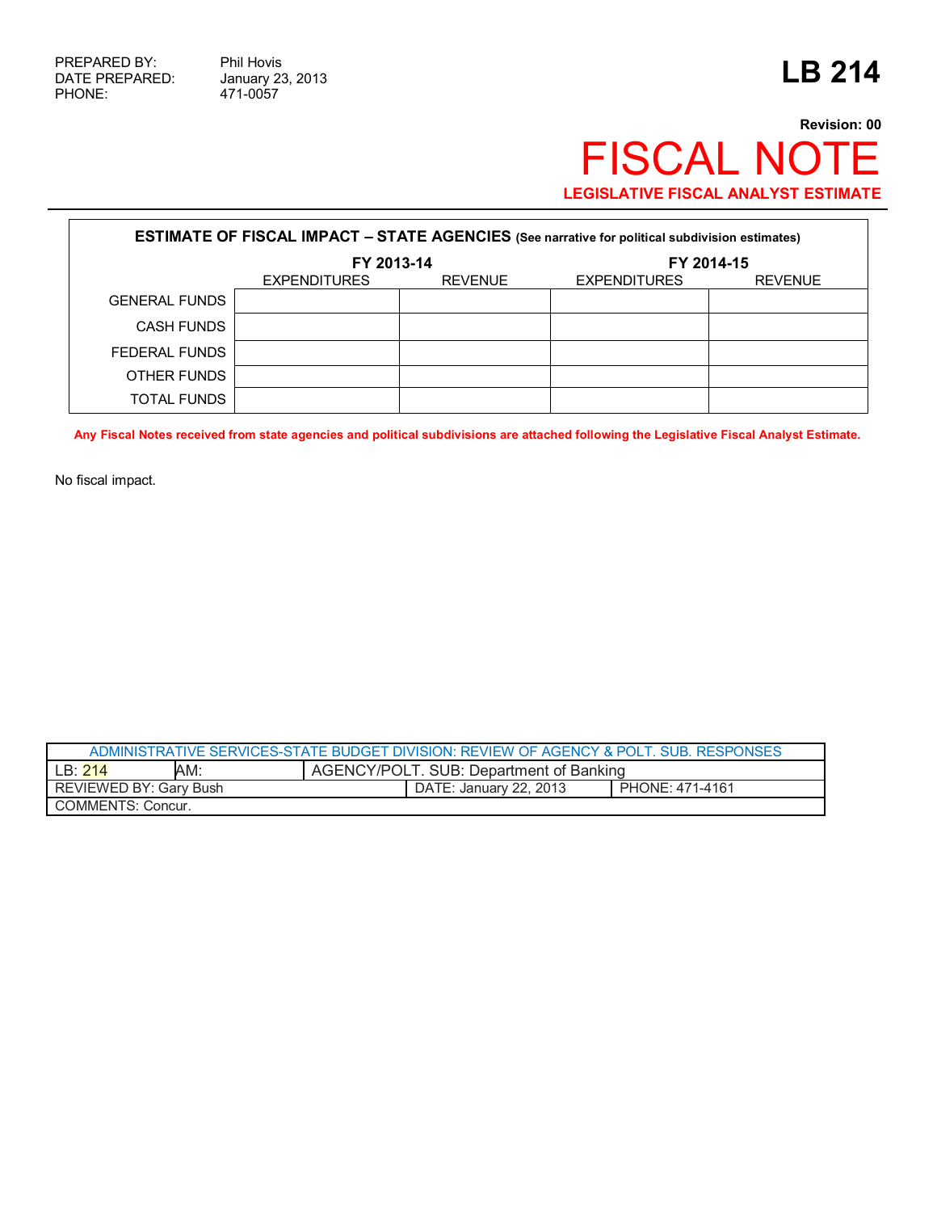PREPARED BY: Phil Hovis
DATE PREPARED: January 23, 2013
PHONE: 471-0057

# LB 214

**Revision: 00**

# FISCAL NOTE

**LEGISLATIVE FISCAL ANALYST ESTIMATE**

| **ESTIMATE OF FISCAL IMPACT – STATE AGENCIES** (See narrative for political subdivision estimates) | | | | |
|---|---|---|---|---|
| | **FY 2013-14** | | **FY 2014-15** | |
| | EXPENDITURES | REVENUE | EXPENDITURES | REVENUE |
| GENERAL FUNDS | | | | |
| CASH FUNDS | | | | |
| FEDERAL FUNDS | | | | |
| OTHER FUNDS | | | | |
| TOTAL FUNDS | | | | |

**Any Fiscal Notes received from state agencies and political subdivisions are attached following the Legislative Fiscal Analyst Estimate.**

No fiscal impact.

| ADMINISTRATIVE SERVICES-STATE BUDGET DIVISION: REVIEW OF AGENCY & POLT. SUB. RESPONSES | | | |
|---|---|---|---|
| LB: 214 | AM: | AGENCY/POLT. SUB: Department of Banking | |
| REVIEWED BY: Gary Bush | | DATE: January 22, 2013 | PHONE: 471-4161 |
| COMMENTS: Concur. | | | |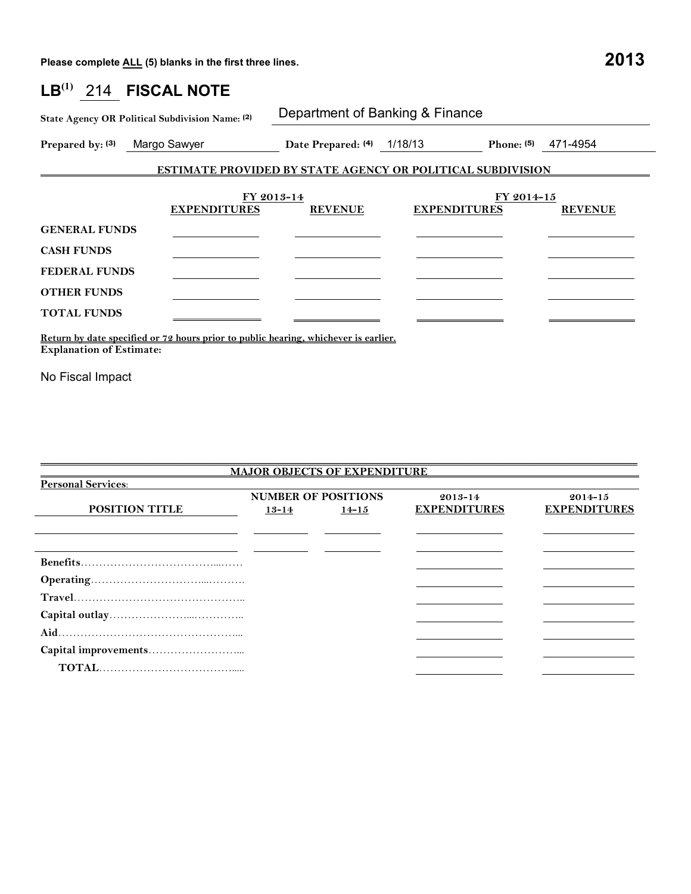Please complete **ALL** (5) blanks in the first three lines. **2013**

# LB[(1)] 214 FISCAL NOTE

**State Agency OR Political Subdivision Name: (2)** Department of Banking & Finance

**Prepared by: (3)** Margo Sawyer **Date Prepared: (4)** 1/18/13 **Phone: (5)** 471-4954

## ESTIMATE PROVIDED BY STATE AGENCY OR POLITICAL SUBDIVISION

| | FY 2013-14 | | FY 2014-15 | |
|---|---|---|---|---|
| | **EXPENDITURES** | **REVENUE** | **EXPENDITURES** | **REVENUE** |
| **GENERAL FUNDS** | | | | |
| **CASH FUNDS** | | | | |
| **FEDERAL FUNDS** | | | | |
| **OTHER FUNDS** | | | | |
| **TOTAL FUNDS** | | | | |

**Return by date specified or 72 hours prior to public hearing, whichever is earlier.**

**Explanation of Estimate:**

No Fiscal Impact

## MAJOR OBJECTS OF EXPENDITURE

**Personal Services:**

| **POSITION TITLE** | **NUMBER OF POSITIONS 13-14** | **14-15** | **2013-14 EXPENDITURES** | **2014-15 EXPENDITURES** |
|---|---|---|---|---|
| | | | | |
| | | | | |
| **Benefits** | | | | |
| **Operating** | | | | |
| **Travel** | | | | |
| **Capital outlay** | | | | |
| **Aid** | | | | |
| **Capital improvements** | | | | |
| **TOTAL** | | | | |